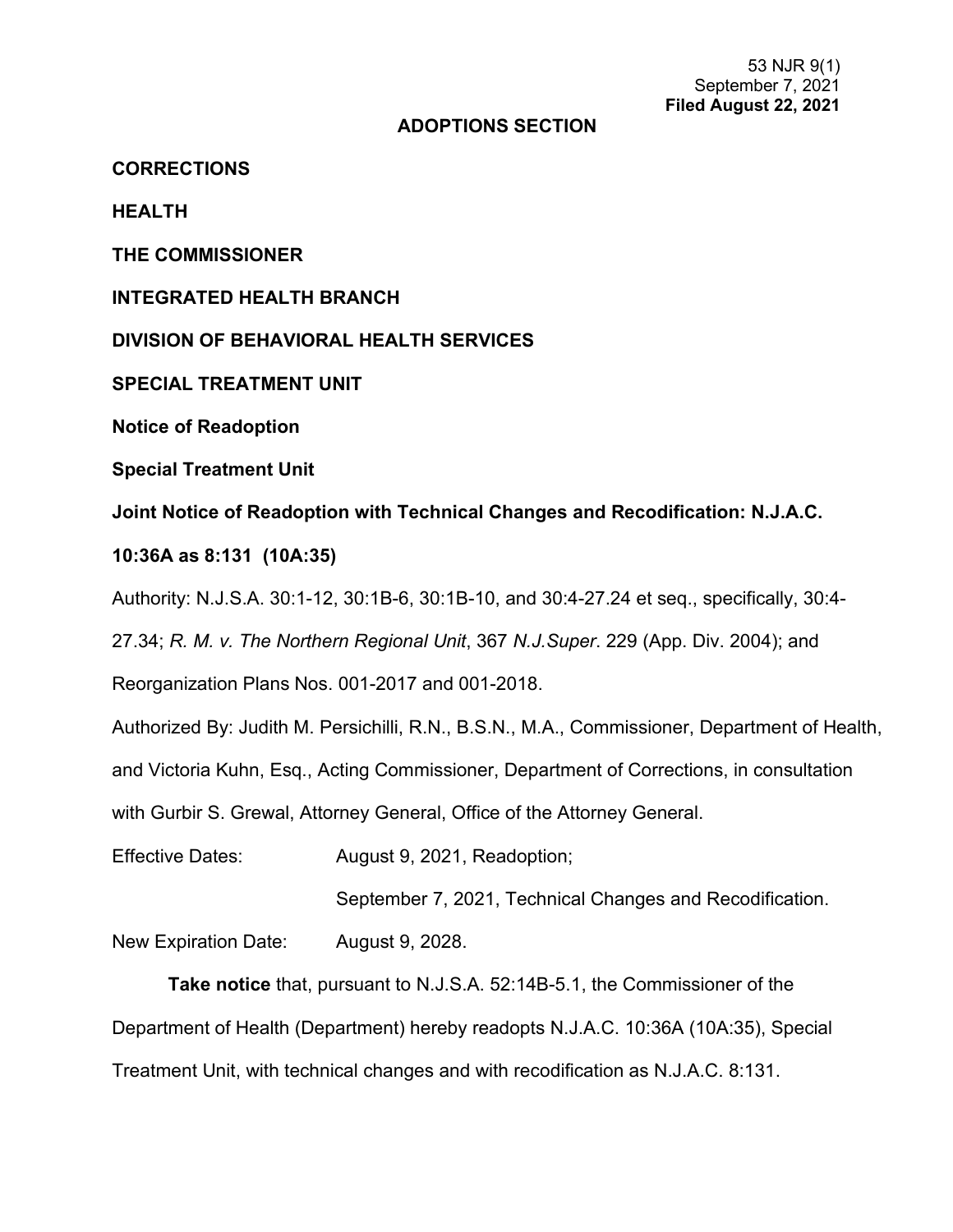53 NJR 9(1)
September 7, 2021
**Filed August 22, 2021**

**ADOPTIONS SECTION**

**CORRECTIONS**

**HEALTH**

**THE COMMISSIONER**

**INTEGRATED HEALTH BRANCH**

**DIVISION OF BEHAVIORAL HEALTH SERVICES**

**SPECIAL TREATMENT UNIT**

**Notice of Readoption**

**Special Treatment Unit**

**Joint Notice of Readoption with Technical Changes and Recodification: N.J.A.C. 10:36A as 8:131 (10A:35)**

Authority: N.J.S.A. 30:1-12, 30:1B-6, 30:1B-10, and 30:4-27.24 et seq., specifically, 30:4-27.34; *R. M. v. The Northern Regional Unit*, 367 *N.J.Super*. 229 (App. Div. 2004); and Reorganization Plans Nos. 001-2017 and 001-2018.

Authorized By: Judith M. Persichilli, R.N., B.S.N., M.A., Commissioner, Department of Health, and Victoria Kuhn, Esq., Acting Commissioner, Department of Corrections, in consultation with Gurbir S. Grewal, Attorney General, Office of the Attorney General.

Effective Dates: August 9, 2021, Readoption;

September 7, 2021, Technical Changes and Recodification.

New Expiration Date: August 9, 2028.

**Take notice** that, pursuant to N.J.S.A. 52:14B-5.1, the Commissioner of the Department of Health (Department) hereby readopts N.J.A.C. 10:36A (10A:35), Special Treatment Unit, with technical changes and with recodification as N.J.A.C. 8:131.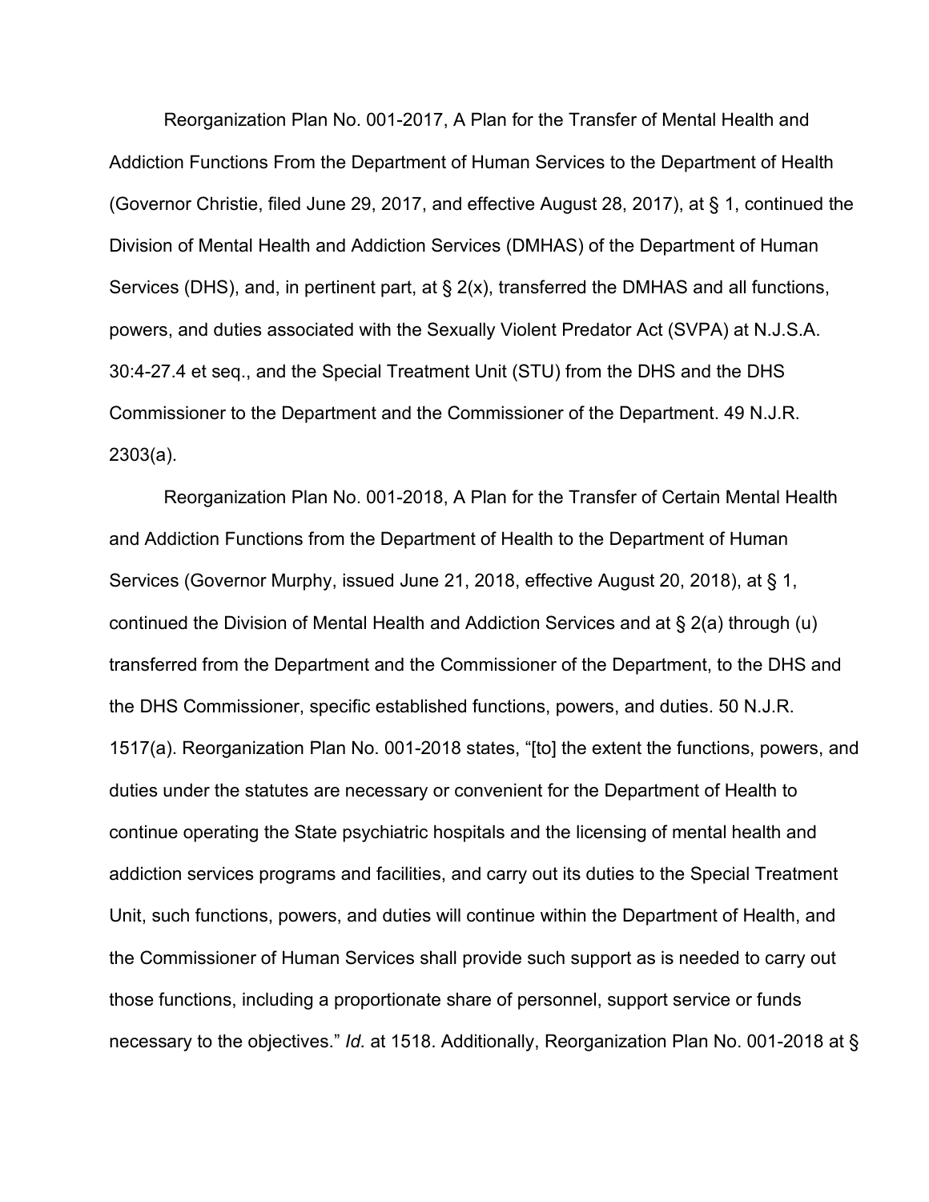Reorganization Plan No. 001-2017, A Plan for the Transfer of Mental Health and Addiction Functions From the Department of Human Services to the Department of Health (Governor Christie, filed June 29, 2017, and effective August 28, 2017), at § 1, continued the Division of Mental Health and Addiction Services (DMHAS) of the Department of Human Services (DHS), and, in pertinent part, at § 2(x), transferred the DMHAS and all functions, powers, and duties associated with the Sexually Violent Predator Act (SVPA) at N.J.S.A. 30:4-27.4 et seq., and the Special Treatment Unit (STU) from the DHS and the DHS Commissioner to the Department and the Commissioner of the Department. 49 N.J.R. 2303(a).

Reorganization Plan No. 001-2018, A Plan for the Transfer of Certain Mental Health and Addiction Functions from the Department of Health to the Department of Human Services (Governor Murphy, issued June 21, 2018, effective August 20, 2018), at § 1, continued the Division of Mental Health and Addiction Services and at § 2(a) through (u) transferred from the Department and the Commissioner of the Department, to the DHS and the DHS Commissioner, specific established functions, powers, and duties. 50 N.J.R. 1517(a). Reorganization Plan No. 001-2018 states, "[to] the extent the functions, powers, and duties under the statutes are necessary or convenient for the Department of Health to continue operating the State psychiatric hospitals and the licensing of mental health and addiction services programs and facilities, and carry out its duties to the Special Treatment Unit, such functions, powers, and duties will continue within the Department of Health, and the Commissioner of Human Services shall provide such support as is needed to carry out those functions, including a proportionate share of personnel, support service or funds necessary to the objectives." *Id.* at 1518. Additionally, Reorganization Plan No. 001-2018 at §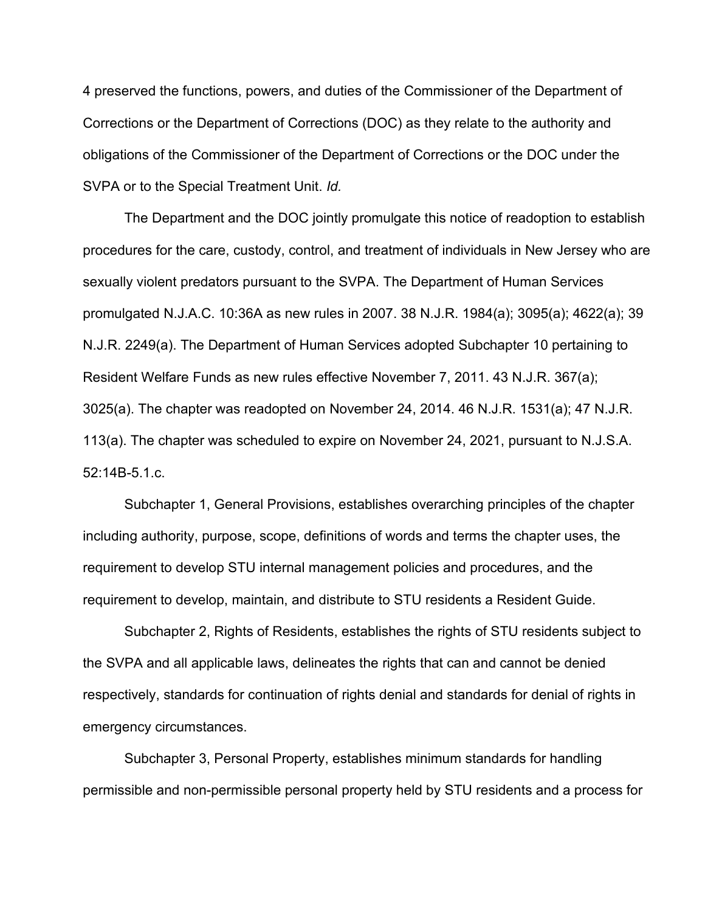4 preserved the functions, powers, and duties of the Commissioner of the Department of Corrections or the Department of Corrections (DOC) as they relate to the authority and obligations of the Commissioner of the Department of Corrections or the DOC under the SVPA or to the Special Treatment Unit. *Id.*

The Department and the DOC jointly promulgate this notice of readoption to establish procedures for the care, custody, control, and treatment of individuals in New Jersey who are sexually violent predators pursuant to the SVPA. The Department of Human Services promulgated N.J.A.C. 10:36A as new rules in 2007. 38 N.J.R. 1984(a); 3095(a); 4622(a); 39 N.J.R. 2249(a). The Department of Human Services adopted Subchapter 10 pertaining to Resident Welfare Funds as new rules effective November 7, 2011. 43 N.J.R. 367(a); 3025(a). The chapter was readopted on November 24, 2014. 46 N.J.R. 1531(a); 47 N.J.R. 113(a). The chapter was scheduled to expire on November 24, 2021, pursuant to N.J.S.A. 52:14B-5.1.c.

Subchapter 1, General Provisions, establishes overarching principles of the chapter including authority, purpose, scope, definitions of words and terms the chapter uses, the requirement to develop STU internal management policies and procedures, and the requirement to develop, maintain, and distribute to STU residents a Resident Guide.

Subchapter 2, Rights of Residents, establishes the rights of STU residents subject to the SVPA and all applicable laws, delineates the rights that can and cannot be denied respectively, standards for continuation of rights denial and standards for denial of rights in emergency circumstances.

Subchapter 3, Personal Property, establishes minimum standards for handling permissible and non-permissible personal property held by STU residents and a process for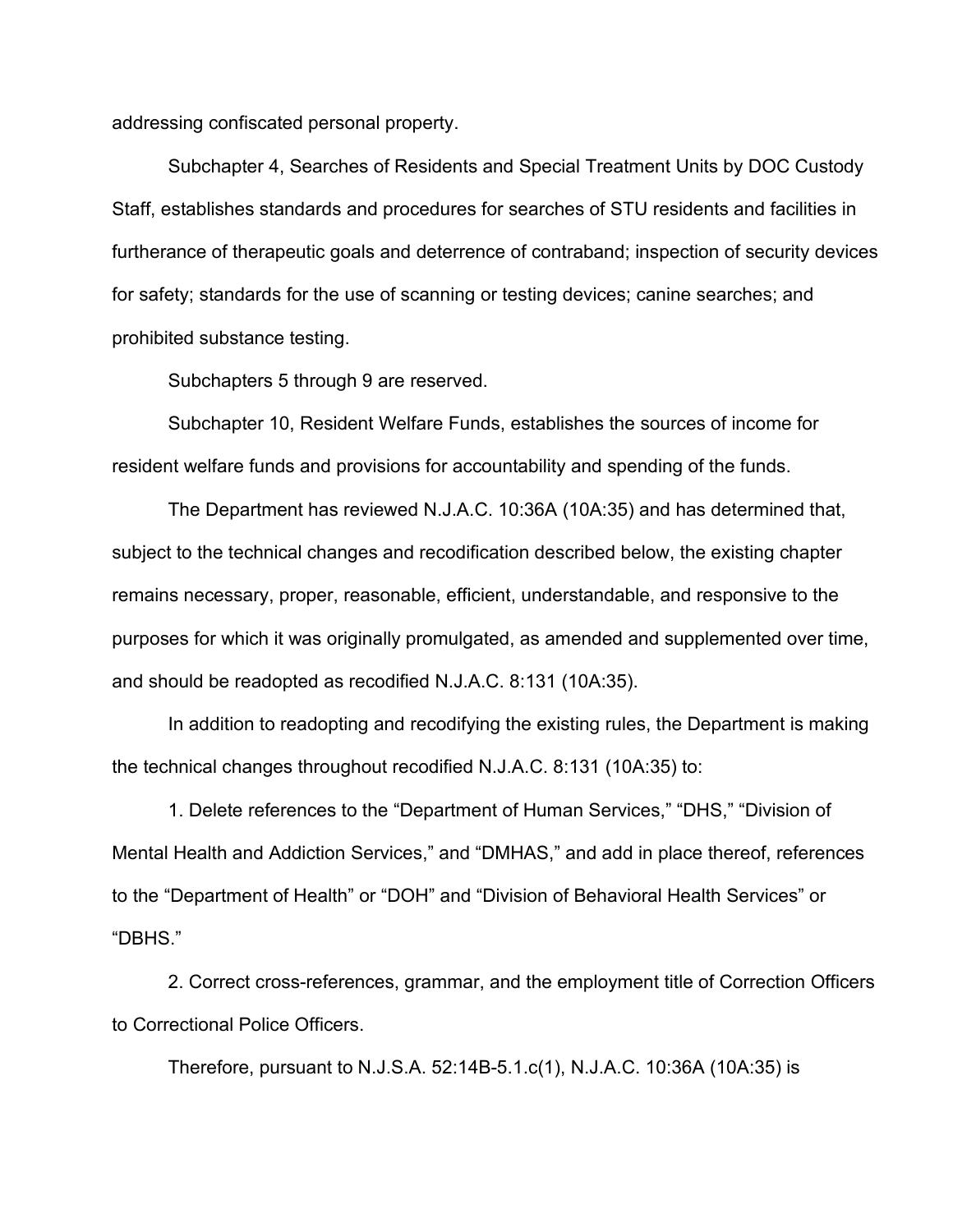addressing confiscated personal property.

Subchapter 4, Searches of Residents and Special Treatment Units by DOC Custody Staff, establishes standards and procedures for searches of STU residents and facilities in furtherance of therapeutic goals and deterrence of contraband; inspection of security devices for safety; standards for the use of scanning or testing devices; canine searches; and prohibited substance testing.

Subchapters 5 through 9 are reserved.

Subchapter 10, Resident Welfare Funds, establishes the sources of income for resident welfare funds and provisions for accountability and spending of the funds.

The Department has reviewed N.J.A.C. 10:36A (10A:35) and has determined that, subject to the technical changes and recodification described below, the existing chapter remains necessary, proper, reasonable, efficient, understandable, and responsive to the purposes for which it was originally promulgated, as amended and supplemented over time, and should be readopted as recodified N.J.A.C. 8:131 (10A:35).

In addition to readopting and recodifying the existing rules, the Department is making the technical changes throughout recodified N.J.A.C. 8:131 (10A:35) to:

1. Delete references to the "Department of Human Services," "DHS," "Division of Mental Health and Addiction Services," and "DMHAS," and add in place thereof, references to the "Department of Health" or "DOH" and "Division of Behavioral Health Services" or "DBHS."

2. Correct cross-references, grammar, and the employment title of Correction Officers to Correctional Police Officers.

Therefore, pursuant to N.J.S.A. 52:14B-5.1.c(1), N.J.A.C. 10:36A (10A:35) is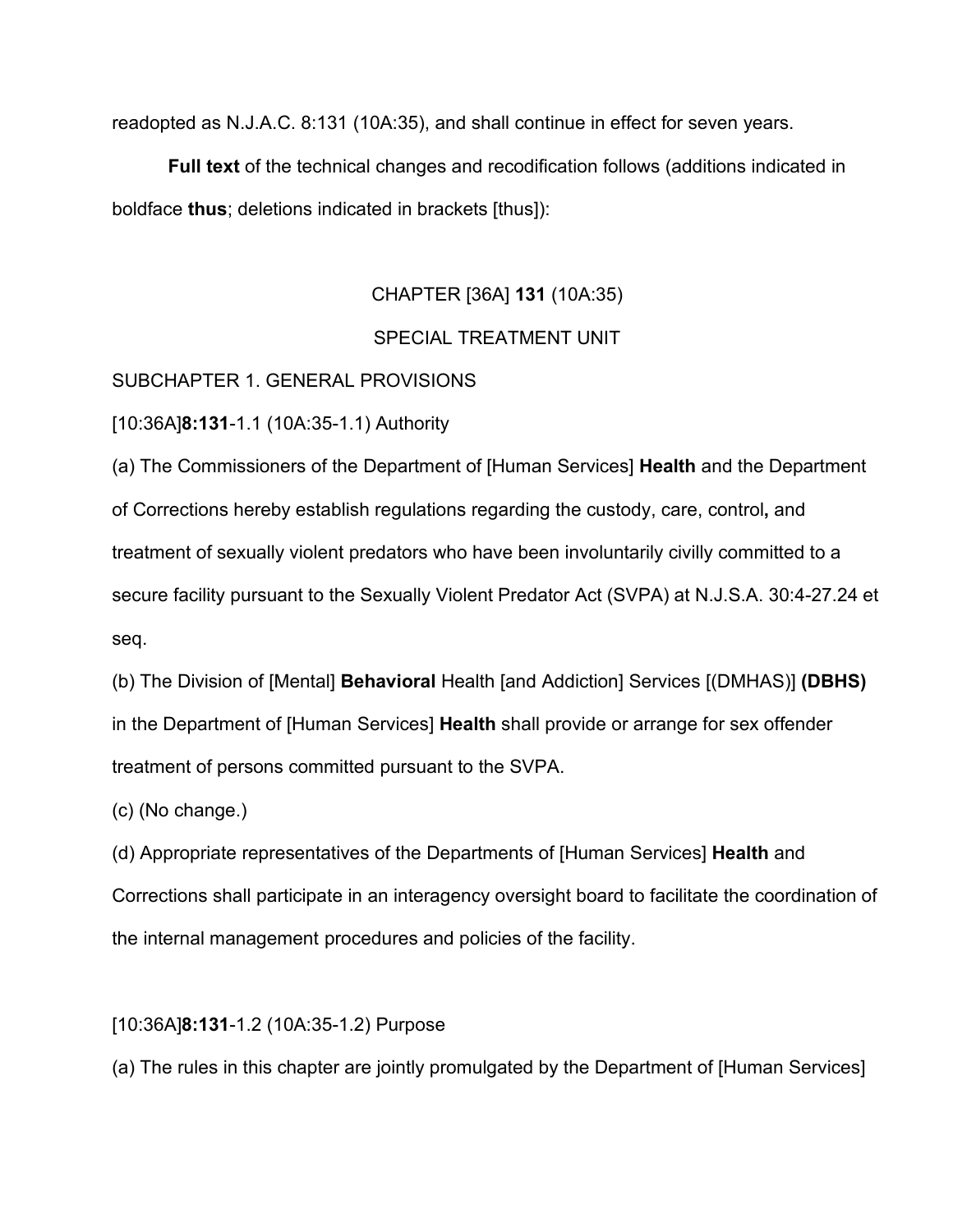readopted as N.J.A.C. 8:131 (10A:35), and shall continue in effect for seven years.

**Full text** of the technical changes and recodification follows (additions indicated in boldface **thus**; deletions indicated in brackets [thus]):

CHAPTER [36A] **131** (10A:35)

SPECIAL TREATMENT UNIT

SUBCHAPTER 1. GENERAL PROVISIONS

[10:36A]**8:131**-1.1 (10A:35-1.1) Authority

(a) The Commissioners of the Department of [Human Services] **Health** and the Department of Corrections hereby establish regulations regarding the custody, care, control**,** and treatment of sexually violent predators who have been involuntarily civilly committed to a secure facility pursuant to the Sexually Violent Predator Act (SVPA) at N.J.S.A. 30:4-27.24 et seq.

(b) The Division of [Mental] **Behavioral** Health [and Addiction] Services [(DMHAS)] **(DBHS)** in the Department of [Human Services] **Health** shall provide or arrange for sex offender treatment of persons committed pursuant to the SVPA.

(c) (No change.)

(d) Appropriate representatives of the Departments of [Human Services] **Health** and Corrections shall participate in an interagency oversight board to facilitate the coordination of the internal management procedures and policies of the facility.

[10:36A]**8:131**-1.2 (10A:35-1.2) Purpose

(a) The rules in this chapter are jointly promulgated by the Department of [Human Services]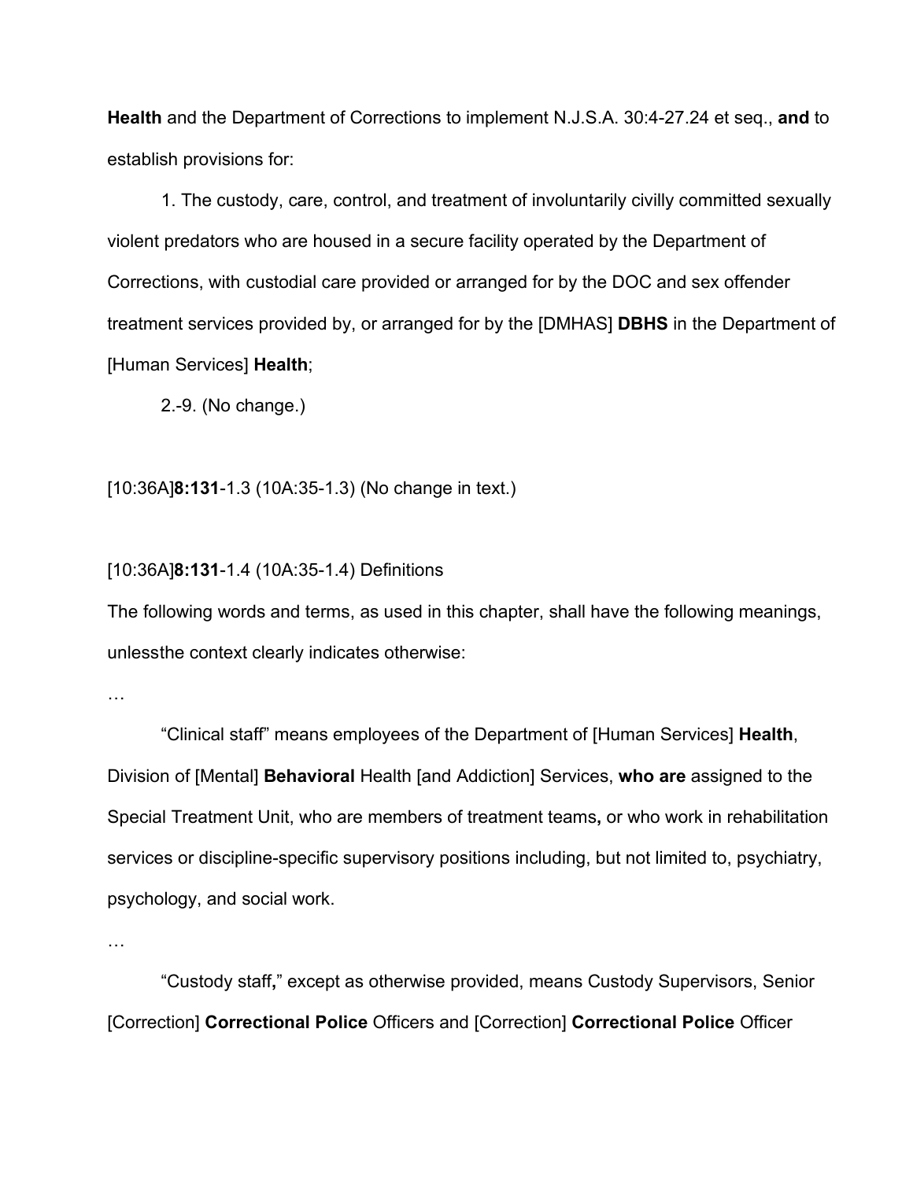**Health** and the Department of Corrections to implement N.J.S.A. 30:4-27.24 et seq., **and** to establish provisions for:

1. The custody, care, control, and treatment of involuntarily civilly committed sexually violent predators who are housed in a secure facility operated by the Department of Corrections, with custodial care provided or arranged for by the DOC and sex offender treatment services provided by, or arranged for by the [DMHAS] **DBHS** in the Department of [Human Services] **Health**;

2.-9. (No change.)

[10:36A]**8:131**-1.3 (10A:35-1.3) (No change in text.)

[10:36A]**8:131**-1.4 (10A:35-1.4) Definitions

The following words and terms, as used in this chapter, shall have the following meanings, unlessthe context clearly indicates otherwise:

…

"Clinical staff" means employees of the Department of [Human Services] **Health**, Division of [Mental] **Behavioral** Health [and Addiction] Services, **who are** assigned to the Special Treatment Unit, who are members of treatment teams**,** or who work in rehabilitation services or discipline-specific supervisory positions including, but not limited to, psychiatry, psychology, and social work.

…

"Custody staff**,**" except as otherwise provided, means Custody Supervisors, Senior [Correction] **Correctional Police** Officers and [Correction] **Correctional Police** Officer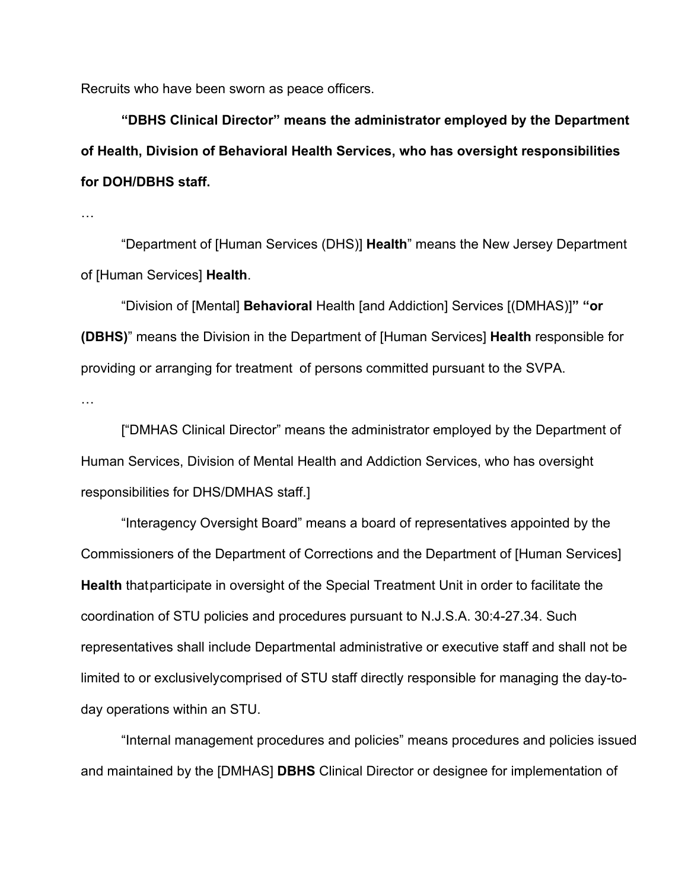Recruits who have been sworn as peace officers.

**"DBHS Clinical Director" means the administrator employed by the Department of Health, Division of Behavioral Health Services, who has oversight responsibilities for DOH/DBHS staff.**

…

"Department of [Human Services (DHS)] **Health**" means the New Jersey Department of [Human Services] **Health**.

"Division of [Mental] **Behavioral** Health [and Addiction] Services [(DMHAS)]**" "or (DBHS)**" means the Division in the Department of [Human Services] **Health** responsible for providing or arranging for treatment of persons committed pursuant to the SVPA.

…

["DMHAS Clinical Director" means the administrator employed by the Department of Human Services, Division of Mental Health and Addiction Services, who has oversight responsibilities for DHS/DMHAS staff.]

"Interagency Oversight Board" means a board of representatives appointed by the Commissioners of the Department of Corrections and the Department of [Human Services] **Health** thatparticipate in oversight of the Special Treatment Unit in order to facilitate the coordination of STU policies and procedures pursuant to N.J.S.A. 30:4-27.34. Such representatives shall include Departmental administrative or executive staff and shall not be limited to or exclusivelycomprised of STU staff directly responsible for managing the day-to-day operations within an STU.

"Internal management procedures and policies" means procedures and policies issued and maintained by the [DMHAS] **DBHS** Clinical Director or designee for implementation of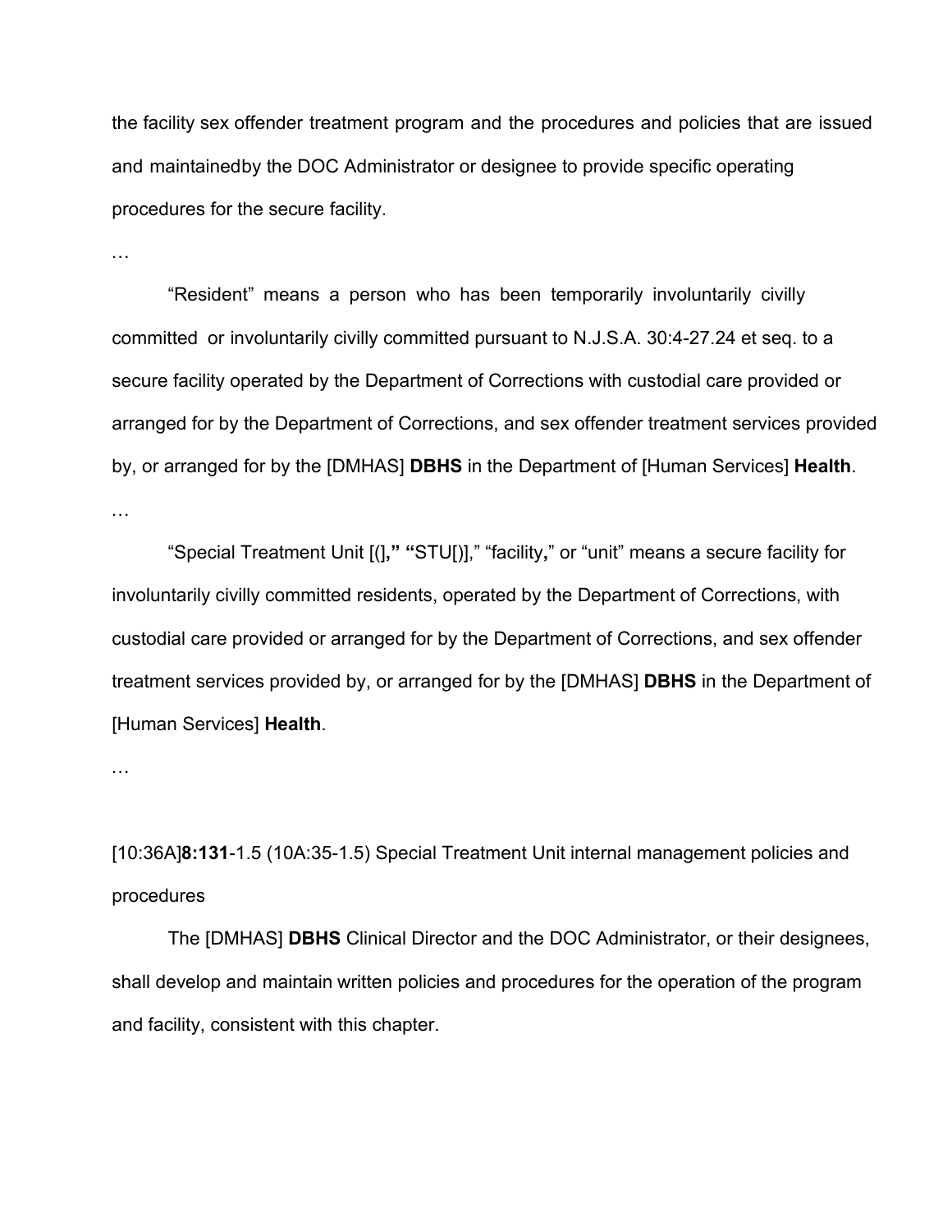the facility sex offender treatment program and the procedures and policies that are issued and maintainedby the DOC Administrator or designee to provide specific operating procedures for the secure facility.

…

"Resident" means a person who has been temporarily involuntarily civilly committed or involuntarily civilly committed pursuant to N.J.S.A. 30:4-27.24 et seq. to a secure facility operated by the Department of Corrections with custodial care provided or arranged for by the Department of Corrections, and sex offender treatment services provided by, or arranged for by the [DMHAS] **DBHS** in the Department of [Human Services] **Health**.

…

"Special Treatment Unit [(]**," "**STU[)]," "facility**,**" or "unit" means a secure facility for involuntarily civilly committed residents, operated by the Department of Corrections, with custodial care provided or arranged for by the Department of Corrections, and sex offender treatment services provided by, or arranged for by the [DMHAS] **DBHS** in the Department of [Human Services] **Health**.

…

[10:36A]**8:131**-1.5 (10A:35-1.5) Special Treatment Unit internal management policies and procedures

The [DMHAS] **DBHS** Clinical Director and the DOC Administrator, or their designees, shall develop and maintain written policies and procedures for the operation of the program and facility, consistent with this chapter.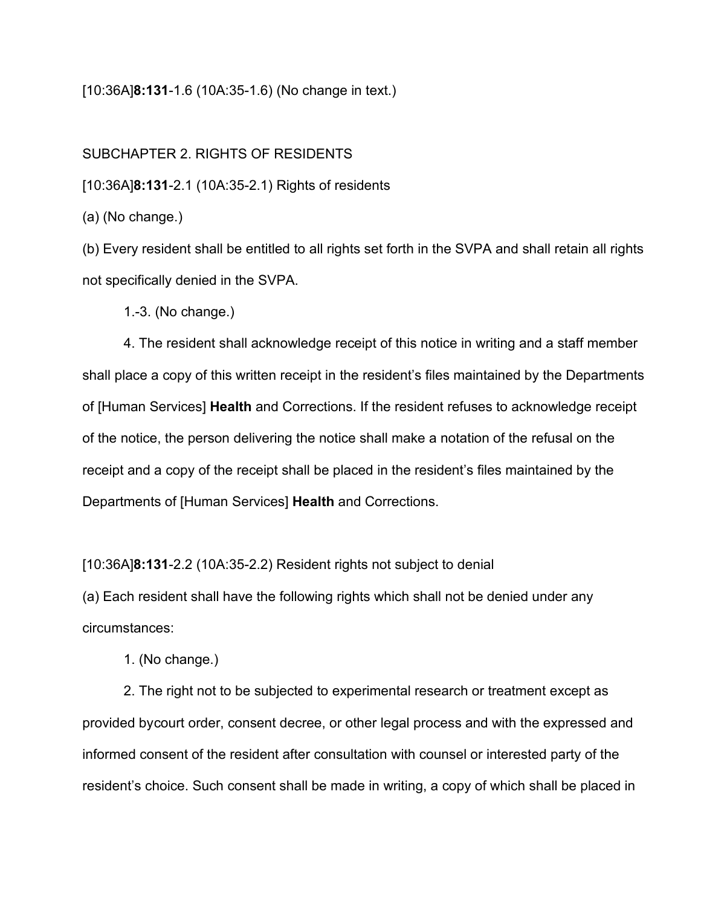[10:36A]**8:131**-1.6 (10A:35-1.6) (No change in text.)

SUBCHAPTER 2. RIGHTS OF RESIDENTS

[10:36A]**8:131**-2.1 (10A:35-2.1) Rights of residents

(a) (No change.)

(b) Every resident shall be entitled to all rights set forth in the SVPA and shall retain all rights not specifically denied in the SVPA.

1.-3. (No change.)

4. The resident shall acknowledge receipt of this notice in writing and a staff member shall place a copy of this written receipt in the resident's files maintained by the Departments of [Human Services] **Health** and Corrections. If the resident refuses to acknowledge receipt of the notice, the person delivering the notice shall make a notation of the refusal on the receipt and a copy of the receipt shall be placed in the resident's files maintained by the Departments of [Human Services] **Health** and Corrections.

[10:36A]**8:131**-2.2 (10A:35-2.2) Resident rights not subject to denial

(a) Each resident shall have the following rights which shall not be denied under any circumstances:

1. (No change.)

2. The right not to be subjected to experimental research or treatment except as provided bycourt order, consent decree, or other legal process and with the expressed and informed consent of the resident after consultation with counsel or interested party of the resident's choice. Such consent shall be made in writing, a copy of which shall be placed in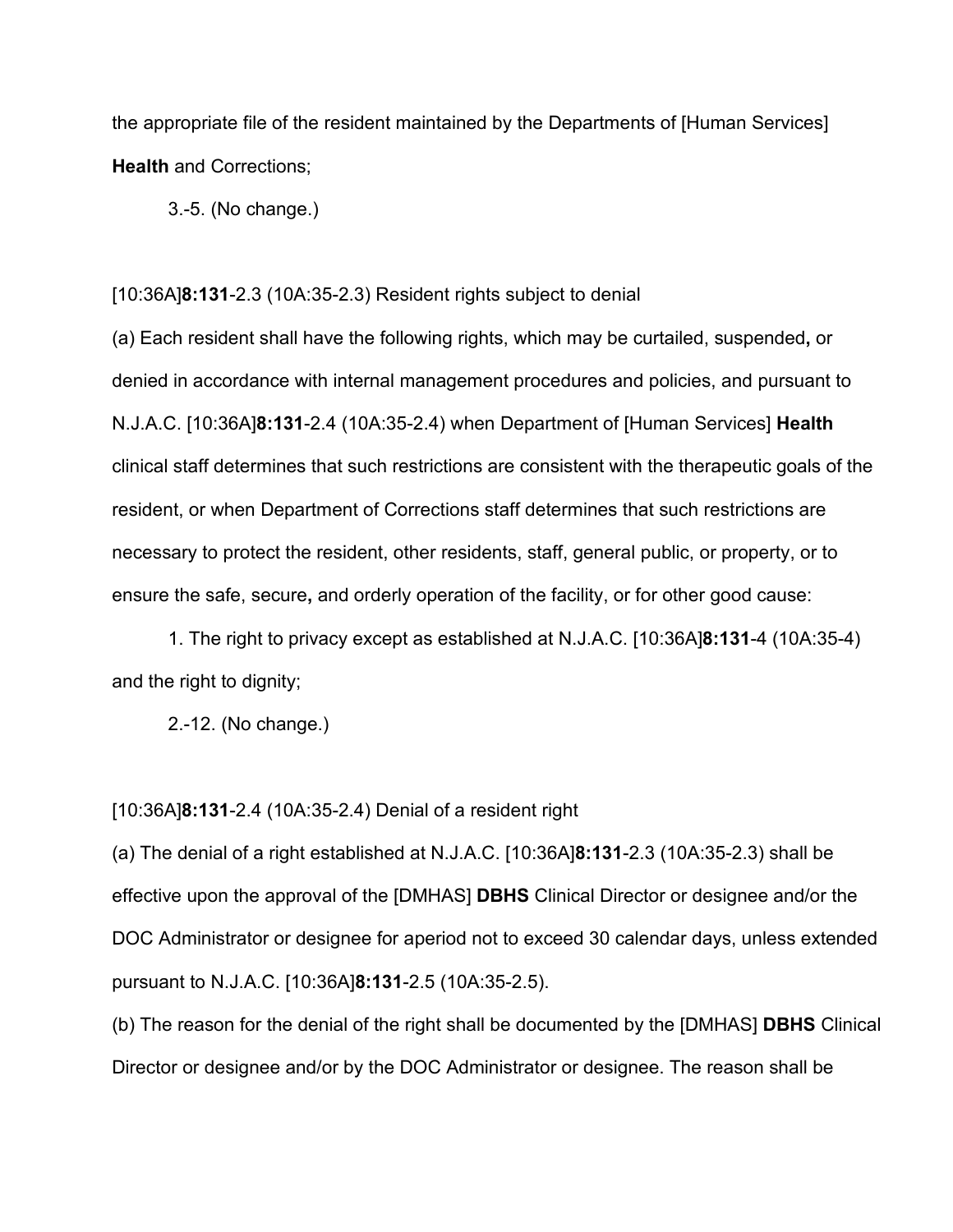the appropriate file of the resident maintained by the Departments of [Human Services] **Health** and Corrections;

3.-5. (No change.)

[10:36A]**8:131**-2.3 (10A:35-2.3) Resident rights subject to denial

(a) Each resident shall have the following rights, which may be curtailed, suspended**,** or denied in accordance with internal management procedures and policies, and pursuant to N.J.A.C. [10:36A]**8:131**-2.4 (10A:35-2.4) when Department of [Human Services] **Health** clinical staff determines that such restrictions are consistent with the therapeutic goals of the resident, or when Department of Corrections staff determines that such restrictions are necessary to protect the resident, other residents, staff, general public, or property, or to ensure the safe, secure**,** and orderly operation of the facility, or for other good cause:

1. The right to privacy except as established at N.J.A.C. [10:36A]**8:131**-4 (10A:35-4) and the right to dignity;

2.-12. (No change.)

[10:36A]**8:131**-2.4 (10A:35-2.4) Denial of a resident right

(a) The denial of a right established at N.J.A.C. [10:36A]**8:131**-2.3 (10A:35-2.3) shall be effective upon the approval of the [DMHAS] **DBHS** Clinical Director or designee and/or the DOC Administrator or designee for aperiod not to exceed 30 calendar days, unless extended pursuant to N.J.A.C. [10:36A]**8:131**-2.5 (10A:35-2.5).

(b) The reason for the denial of the right shall be documented by the [DMHAS] **DBHS** Clinical Director or designee and/or by the DOC Administrator or designee. The reason shall be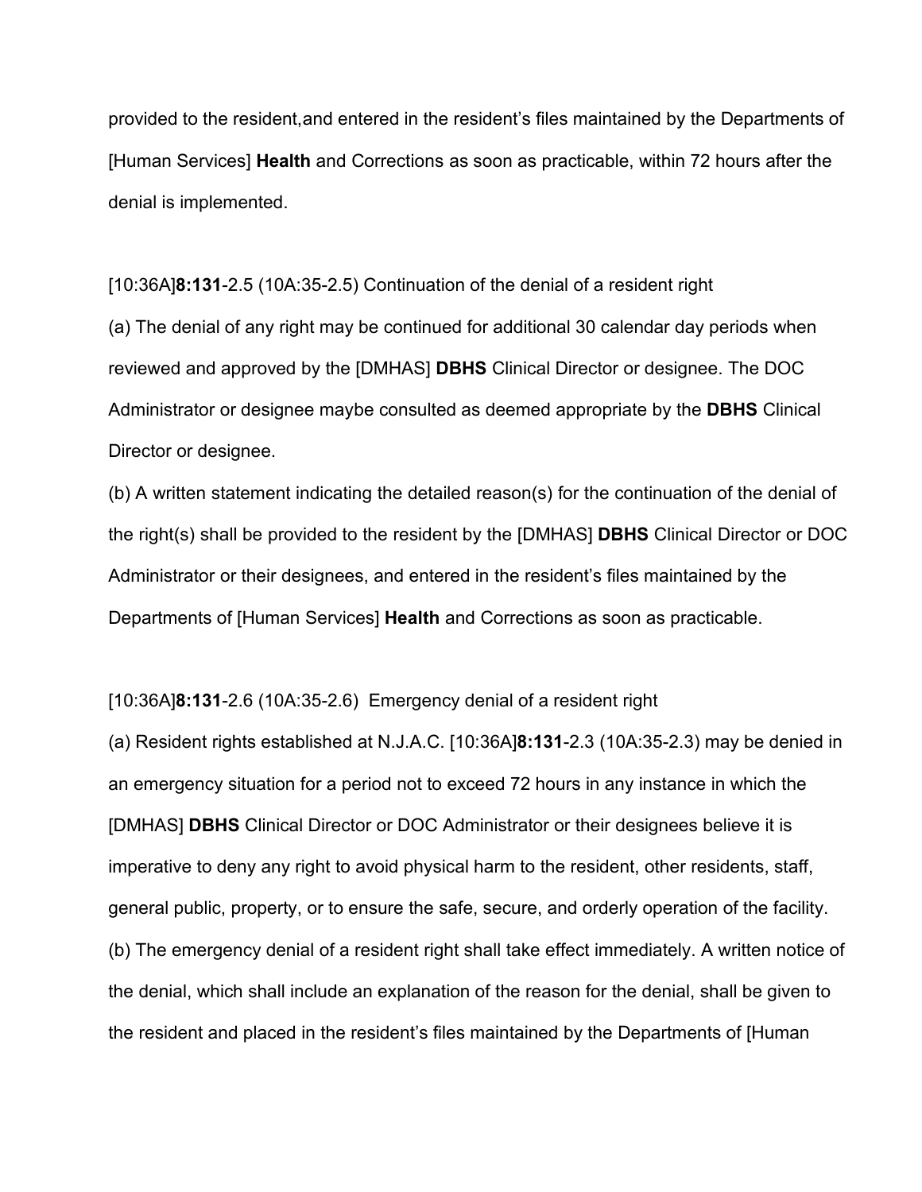provided to the resident,and entered in the resident's files maintained by the Departments of [Human Services] **Health** and Corrections as soon as practicable, within 72 hours after the denial is implemented.

[10:36A]**8:131**-2.5 (10A:35-2.5) Continuation of the denial of a resident right

(a) The denial of any right may be continued for additional 30 calendar day periods when reviewed and approved by the [DMHAS] **DBHS** Clinical Director or designee. The DOC Administrator or designee maybe consulted as deemed appropriate by the **DBHS** Clinical Director or designee.

(b) A written statement indicating the detailed reason(s) for the continuation of the denial of the right(s) shall be provided to the resident by the [DMHAS] **DBHS** Clinical Director or DOC Administrator or their designees, and entered in the resident's files maintained by the Departments of [Human Services] **Health** and Corrections as soon as practicable.

[10:36A]**8:131**-2.6 (10A:35-2.6) Emergency denial of a resident right

(a) Resident rights established at N.J.A.C. [10:36A]**8:131**-2.3 (10A:35-2.3) may be denied in an emergency situation for a period not to exceed 72 hours in any instance in which the [DMHAS] **DBHS** Clinical Director or DOC Administrator or their designees believe it is imperative to deny any right to avoid physical harm to the resident, other residents, staff, general public, property, or to ensure the safe, secure, and orderly operation of the facility.

(b) The emergency denial of a resident right shall take effect immediately. A written notice of the denial, which shall include an explanation of the reason for the denial, shall be given to the resident and placed in the resident's files maintained by the Departments of [Human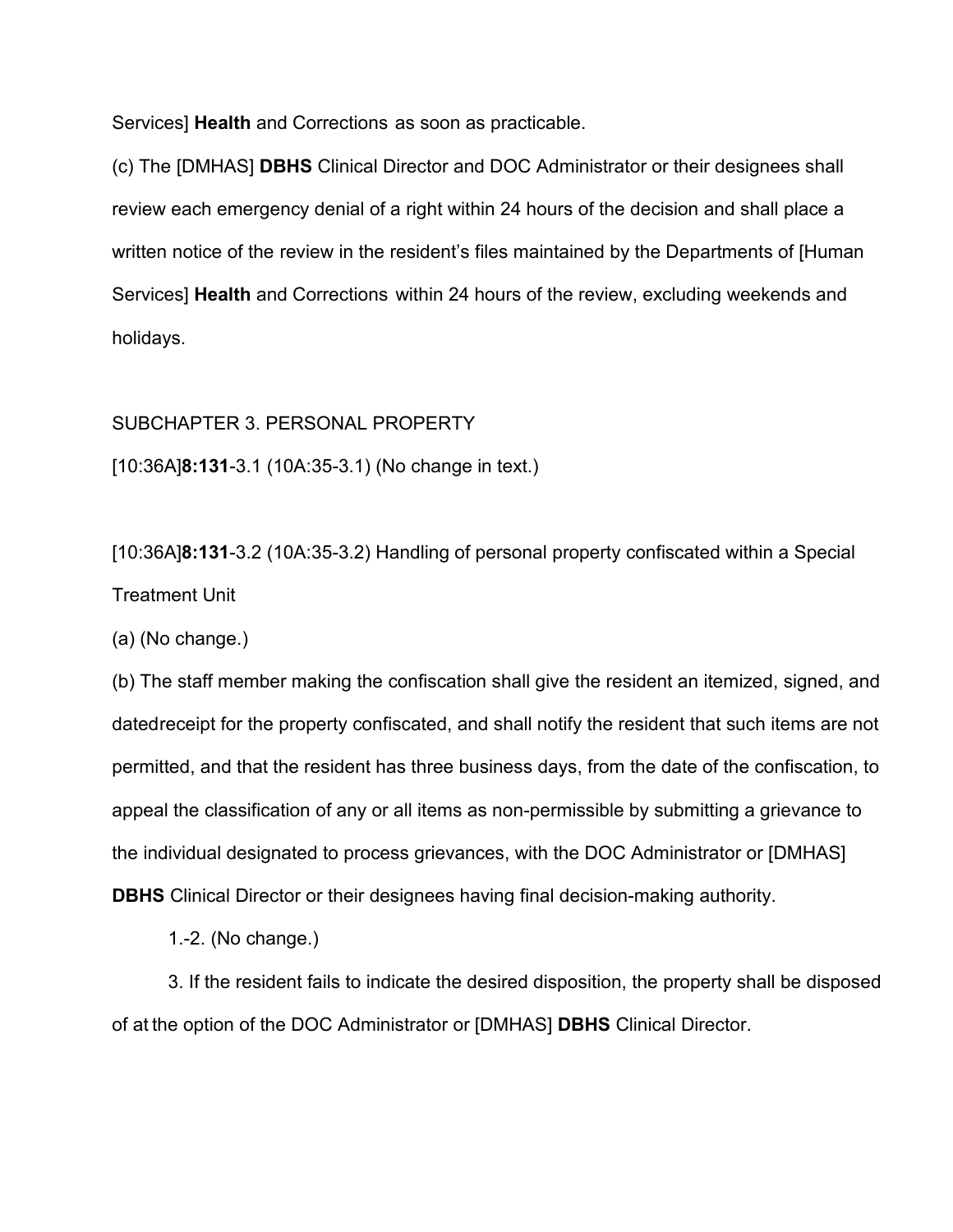Services] **Health** and Corrections as soon as practicable.

(c) The [DMHAS] **DBHS** Clinical Director and DOC Administrator or their designees shall review each emergency denial of a right within 24 hours of the decision and shall place a written notice of the review in the resident's files maintained by the Departments of [Human Services] **Health** and Corrections within 24 hours of the review, excluding weekends and holidays.

SUBCHAPTER 3. PERSONAL PROPERTY

[10:36A]**8:131**-3.1 (10A:35-3.1) (No change in text.)

[10:36A]**8:131**-3.2 (10A:35-3.2) Handling of personal property confiscated within a Special Treatment Unit

(a) (No change.)

(b) The staff member making the confiscation shall give the resident an itemized, signed, and datedreceipt for the property confiscated, and shall notify the resident that such items are not permitted, and that the resident has three business days, from the date of the confiscation, to appeal the classification of any or all items as non-permissible by submitting a grievance to the individual designated to process grievances, with the DOC Administrator or [DMHAS] **DBHS** Clinical Director or their designees having final decision-making authority.

1.-2. (No change.)

3. If the resident fails to indicate the desired disposition, the property shall be disposed of at the option of the DOC Administrator or [DMHAS] **DBHS** Clinical Director.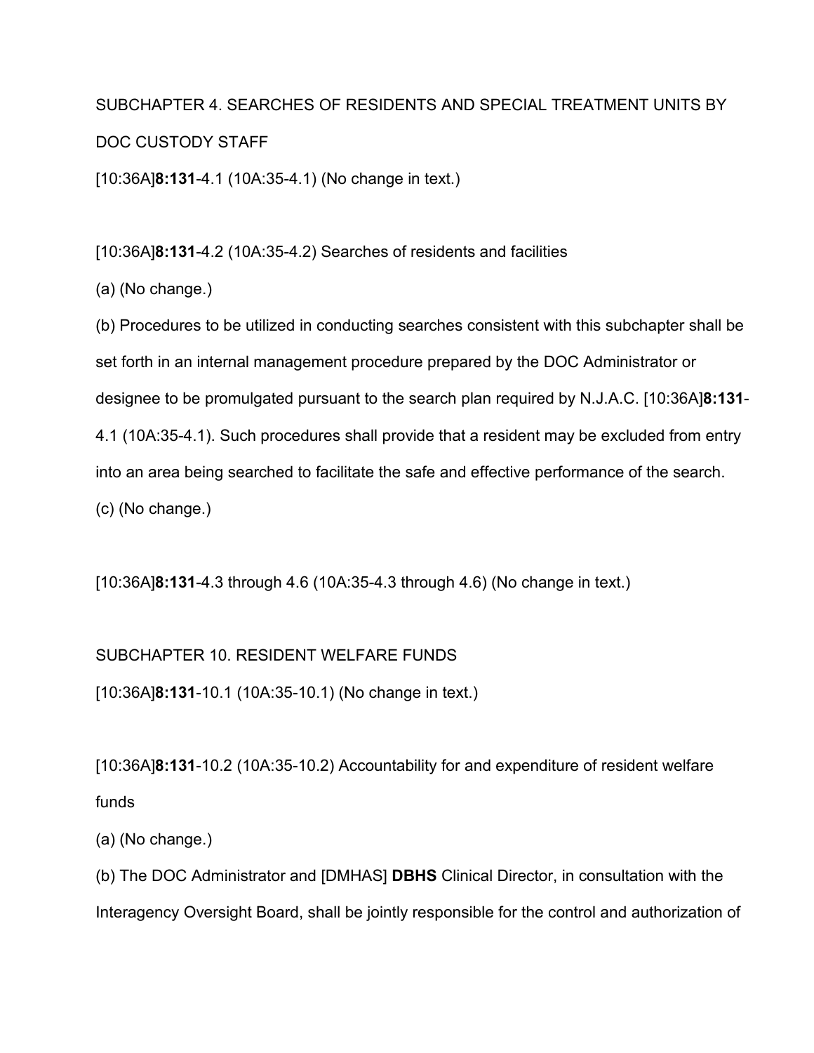SUBCHAPTER 4. SEARCHES OF RESIDENTS AND SPECIAL TREATMENT UNITS BY DOC CUSTODY STAFF

[10:36A]**8:131**-4.1 (10A:35-4.1) (No change in text.)

[10:36A]**8:131**-4.2 (10A:35-4.2) Searches of residents and facilities

(a) (No change.)

(b) Procedures to be utilized in conducting searches consistent with this subchapter shall be set forth in an internal management procedure prepared by the DOC Administrator or designee to be promulgated pursuant to the search plan required by N.J.A.C. [10:36A]**8:131**-4.1 (10A:35-4.1). Such procedures shall provide that a resident may be excluded from entry into an area being searched to facilitate the safe and effective performance of the search.

(c) (No change.)

[10:36A]**8:131**-4.3 through 4.6 (10A:35-4.3 through 4.6) (No change in text.)

SUBCHAPTER 10. RESIDENT WELFARE FUNDS

[10:36A]**8:131**-10.1 (10A:35-10.1) (No change in text.)

[10:36A]**8:131**-10.2 (10A:35-10.2) Accountability for and expenditure of resident welfare funds

(a) (No change.)

(b) The DOC Administrator and [DMHAS] **DBHS** Clinical Director, in consultation with the Interagency Oversight Board, shall be jointly responsible for the control and authorization of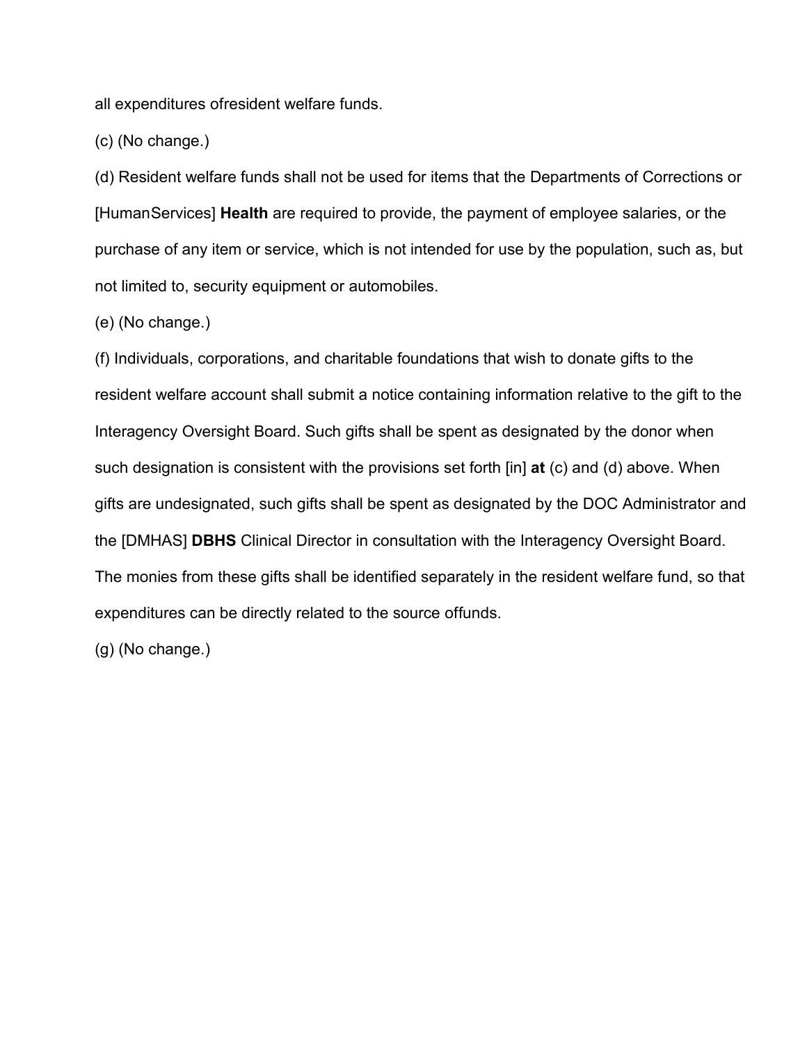all expenditures ofresident welfare funds.

(c) (No change.)

(d) Resident welfare funds shall not be used for items that the Departments of Corrections or [HumanServices] **Health** are required to provide, the payment of employee salaries, or the purchase of any item or service, which is not intended for use by the population, such as, but not limited to, security equipment or automobiles.

(e) (No change.)

(f) Individuals, corporations, and charitable foundations that wish to donate gifts to the resident welfare account shall submit a notice containing information relative to the gift to the Interagency Oversight Board. Such gifts shall be spent as designated by the donor when such designation is consistent with the provisions set forth [in] **at** (c) and (d) above. When gifts are undesignated, such gifts shall be spent as designated by the DOC Administrator and the [DMHAS] **DBHS** Clinical Director in consultation with the Interagency Oversight Board. The monies from these gifts shall be identified separately in the resident welfare fund, so that expenditures can be directly related to the source offunds.

(g) (No change.)